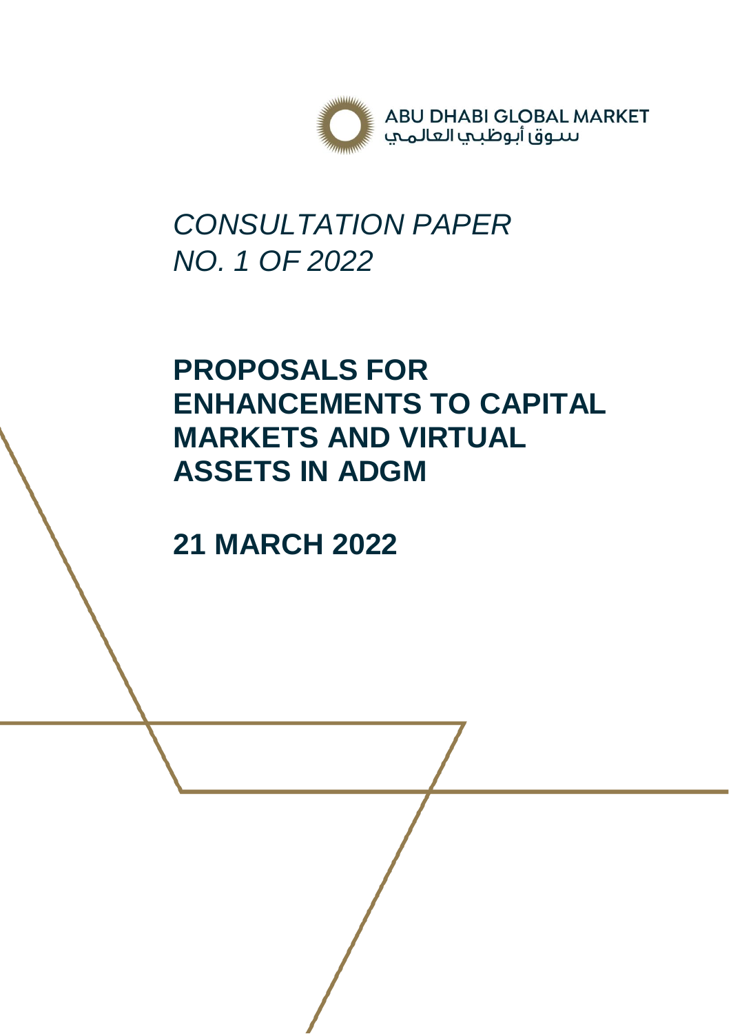ABU DHABI GLOBAL MARKET
سوق أبوظبي العالمي

*CONSULTATION PAPER*
*NO. 1 OF 2022*

# PROPOSALS FOR ENHANCEMENTS TO CAPITAL MARKETS AND VIRTUAL ASSETS IN ADGM

## 21 MARCH 2022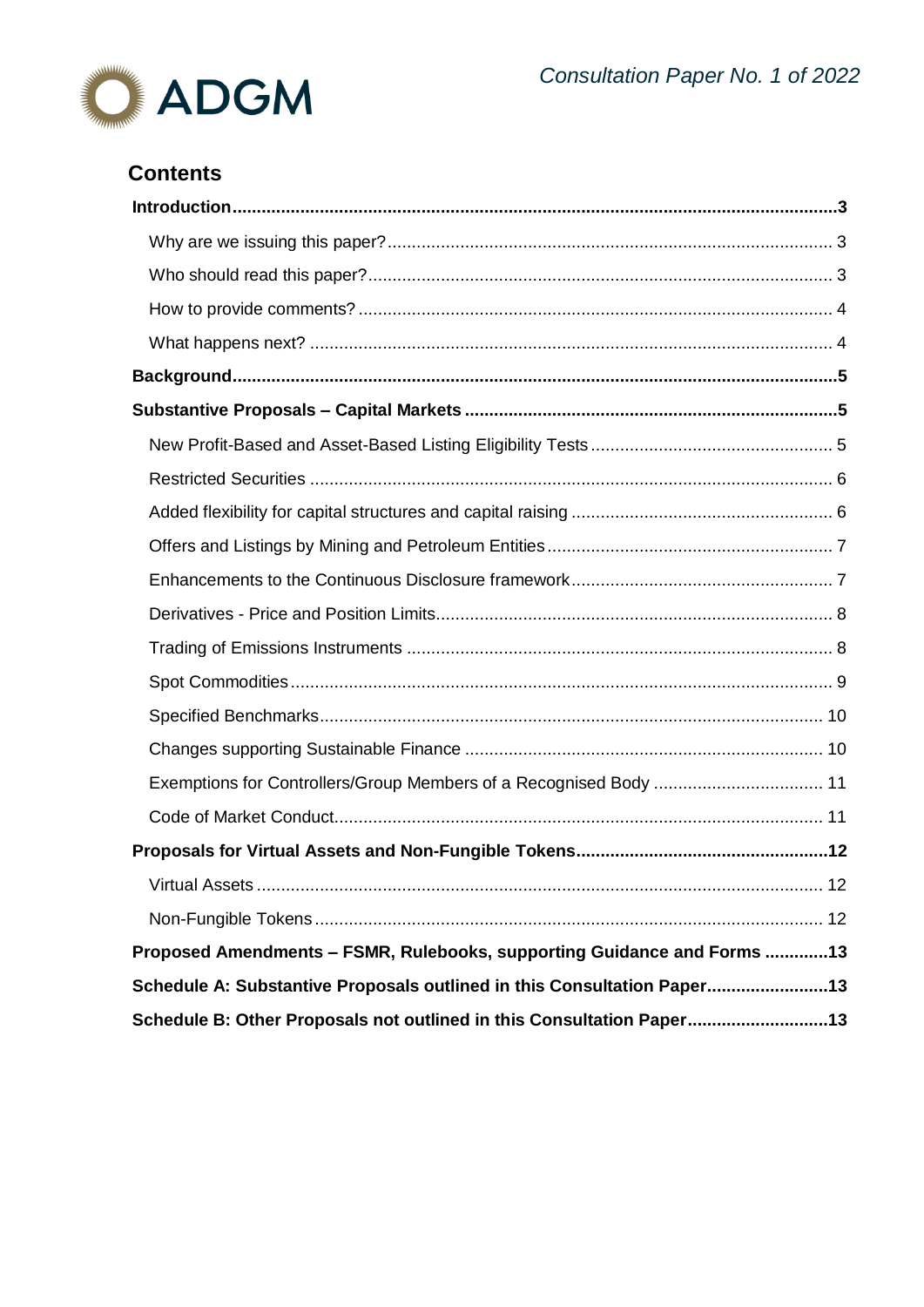## Contents

| | |
|---|---|
| **Introduction** | **3** |
| Why are we issuing this paper? | 3 |
| Who should read this paper? | 3 |
| How to provide comments? | 4 |
| What happens next? | 4 |
| **Background** | **5** |
| **Substantive Proposals – Capital Markets** | **5** |
| New Profit-Based and Asset-Based Listing Eligibility Tests | 5 |
| Restricted Securities | 6 |
| Added flexibility for capital structures and capital raising | 6 |
| Offers and Listings by Mining and Petroleum Entities | 7 |
| Enhancements to the Continuous Disclosure framework | 7 |
| Derivatives - Price and Position Limits | 8 |
| Trading of Emissions Instruments | 8 |
| Spot Commodities | 9 |
| Specified Benchmarks | 10 |
| Changes supporting Sustainable Finance | 10 |
| Exemptions for Controllers/Group Members of a Recognised Body | 11 |
| Code of Market Conduct | 11 |
| **Proposals for Virtual Assets and Non-Fungible Tokens** | **12** |
| Virtual Assets | 12 |
| Non-Fungible Tokens | 12 |
| **Proposed Amendments – FSMR, Rulebooks, supporting Guidance and Forms** | **13** |
| **Schedule A: Substantive Proposals outlined in this Consultation Paper** | **13** |
| **Schedule B: Other Proposals not outlined in this Consultation Paper** | **13** |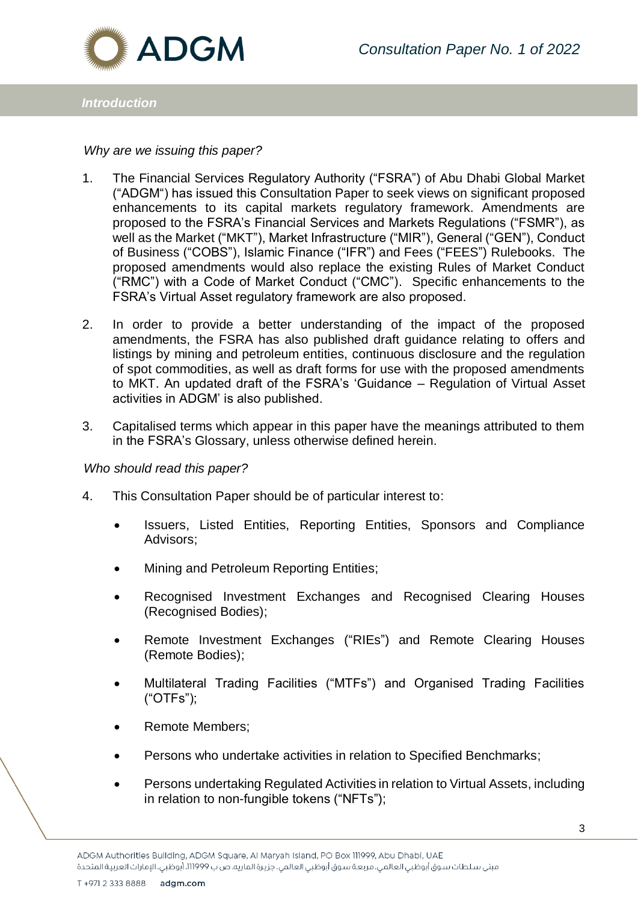## Introduction

*Why are we issuing this paper?*

1. The Financial Services Regulatory Authority ("FSRA") of Abu Dhabi Global Market ("ADGM") has issued this Consultation Paper to seek views on significant proposed enhancements to its capital markets regulatory framework. Amendments are proposed to the FSRA's Financial Services and Markets Regulations ("FSMR"), as well as the Market ("MKT"), Market Infrastructure ("MIR"), General ("GEN"), Conduct of Business ("COBS"), Islamic Finance ("IFR") and Fees ("FEES") Rulebooks. The proposed amendments would also replace the existing Rules of Market Conduct ("RMC") with a Code of Market Conduct ("CMC"). Specific enhancements to the FSRA's Virtual Asset regulatory framework are also proposed.

2. In order to provide a better understanding of the impact of the proposed amendments, the FSRA has also published draft guidance relating to offers and listings by mining and petroleum entities, continuous disclosure and the regulation of spot commodities, as well as draft forms for use with the proposed amendments to MKT. An updated draft of the FSRA's 'Guidance – Regulation of Virtual Asset activities in ADGM' is also published.

3. Capitalised terms which appear in this paper have the meanings attributed to them in the FSRA's Glossary, unless otherwise defined herein.

*Who should read this paper?*

4. This Consultation Paper should be of particular interest to:

   - Issuers, Listed Entities, Reporting Entities, Sponsors and Compliance Advisors;
   - Mining and Petroleum Reporting Entities;
   - Recognised Investment Exchanges and Recognised Clearing Houses (Recognised Bodies);
   - Remote Investment Exchanges ("RIEs") and Remote Clearing Houses (Remote Bodies);
   - Multilateral Trading Facilities ("MTFs") and Organised Trading Facilities ("OTFs");
   - Remote Members;
   - Persons who undertake activities in relation to Specified Benchmarks;
   - Persons undertaking Regulated Activities in relation to Virtual Assets, including in relation to non-fungible tokens ("NFTs");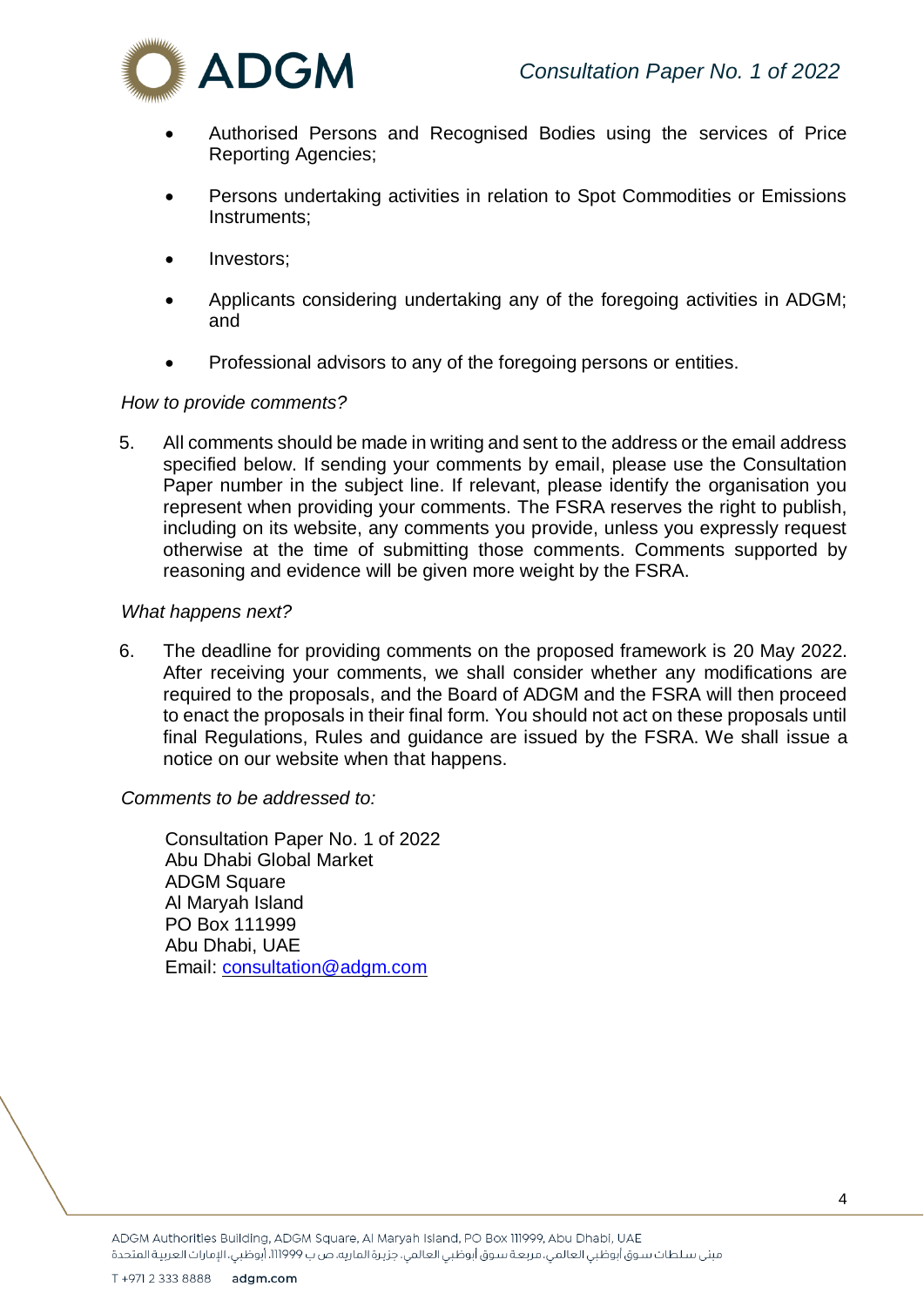- Authorised Persons and Recognised Bodies using the services of Price Reporting Agencies;
- Persons undertaking activities in relation to Spot Commodities or Emissions Instruments;
- Investors;
- Applicants considering undertaking any of the foregoing activities in ADGM; and
- Professional advisors to any of the foregoing persons or entities.

*How to provide comments?*

5. All comments should be made in writing and sent to the address or the email address specified below. If sending your comments by email, please use the Consultation Paper number in the subject line. If relevant, please identify the organisation you represent when providing your comments. The FSRA reserves the right to publish, including on its website, any comments you provide, unless you expressly request otherwise at the time of submitting those comments. Comments supported by reasoning and evidence will be given more weight by the FSRA.

*What happens next?*

6. The deadline for providing comments on the proposed framework is 20 May 2022. After receiving your comments, we shall consider whether any modifications are required to the proposals, and the Board of ADGM and the FSRA will then proceed to enact the proposals in their final form. You should not act on these proposals until final Regulations, Rules and guidance are issued by the FSRA. We shall issue a notice on our website when that happens.

*Comments to be addressed to:*

Consultation Paper No. 1 of 2022
Abu Dhabi Global Market
ADGM Square
Al Maryah Island
PO Box 111999
Abu Dhabi, UAE
Email: consultation@adgm.com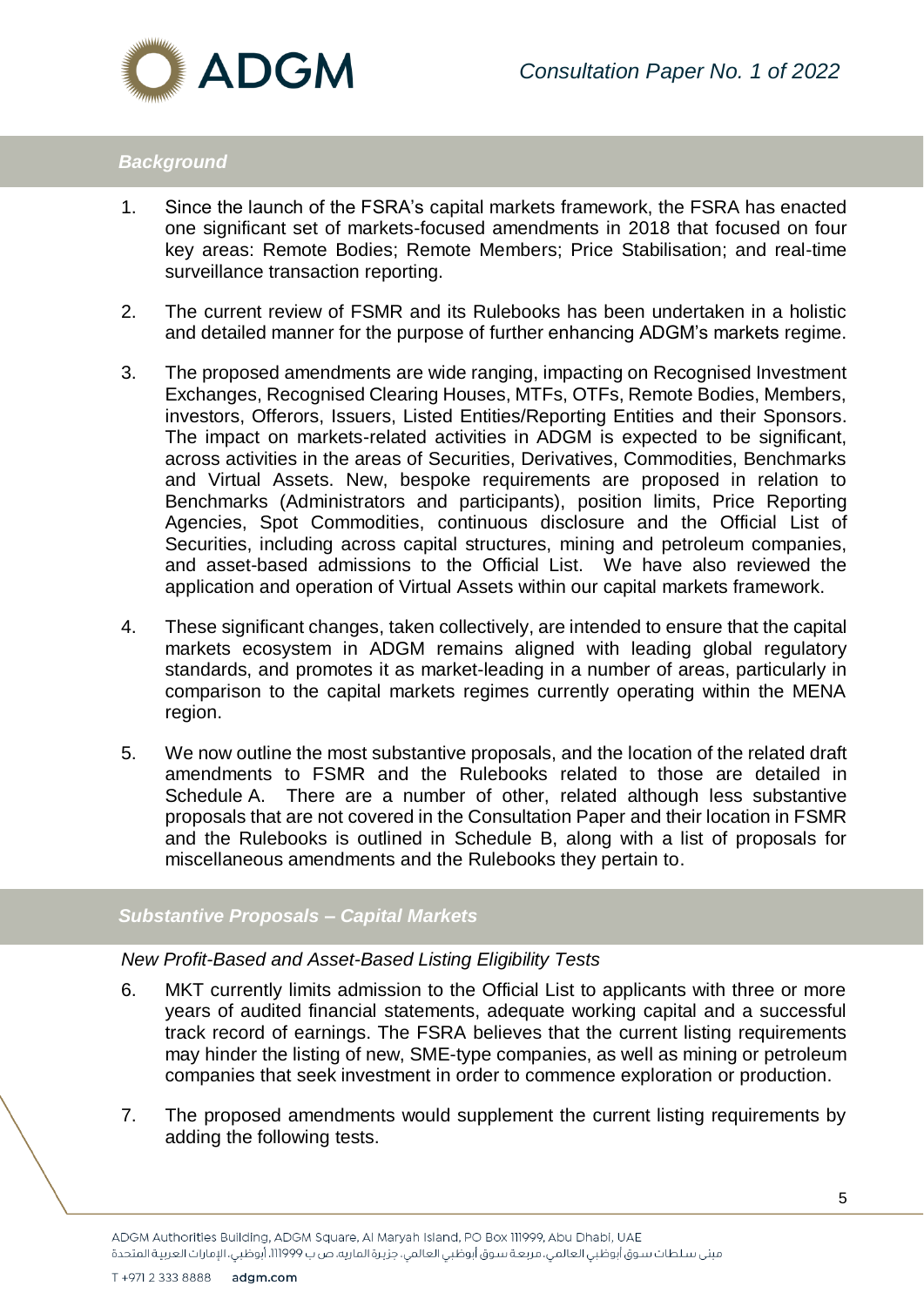## *Background*

1. Since the launch of the FSRA's capital markets framework, the FSRA has enacted one significant set of markets-focused amendments in 2018 that focused on four key areas: Remote Bodies; Remote Members; Price Stabilisation; and real-time surveillance transaction reporting.

2. The current review of FSMR and its Rulebooks has been undertaken in a holistic and detailed manner for the purpose of further enhancing ADGM's markets regime.

3. The proposed amendments are wide ranging, impacting on Recognised Investment Exchanges, Recognised Clearing Houses, MTFs, OTFs, Remote Bodies, Members, investors, Offerors, Issuers, Listed Entities/Reporting Entities and their Sponsors. The impact on markets-related activities in ADGM is expected to be significant, across activities in the areas of Securities, Derivatives, Commodities, Benchmarks and Virtual Assets. New, bespoke requirements are proposed in relation to Benchmarks (Administrators and participants), position limits, Price Reporting Agencies, Spot Commodities, continuous disclosure and the Official List of Securities, including across capital structures, mining and petroleum companies, and asset-based admissions to the Official List. We have also reviewed the application and operation of Virtual Assets within our capital markets framework.

4. These significant changes, taken collectively, are intended to ensure that the capital markets ecosystem in ADGM remains aligned with leading global regulatory standards, and promotes it as market-leading in a number of areas, particularly in comparison to the capital markets regimes currently operating within the MENA region.

5. We now outline the most substantive proposals, and the location of the related draft amendments to FSMR and the Rulebooks related to those are detailed in Schedule A. There are a number of other, related although less substantive proposals that are not covered in the Consultation Paper and their location in FSMR and the Rulebooks is outlined in Schedule B, along with a list of proposals for miscellaneous amendments and the Rulebooks they pertain to.

## *Substantive Proposals – Capital Markets*

### *New Profit-Based and Asset-Based Listing Eligibility Tests*

6. MKT currently limits admission to the Official List to applicants with three or more years of audited financial statements, adequate working capital and a successful track record of earnings. The FSRA believes that the current listing requirements may hinder the listing of new, SME-type companies, as well as mining or petroleum companies that seek investment in order to commence exploration or production.

7. The proposed amendments would supplement the current listing requirements by adding the following tests.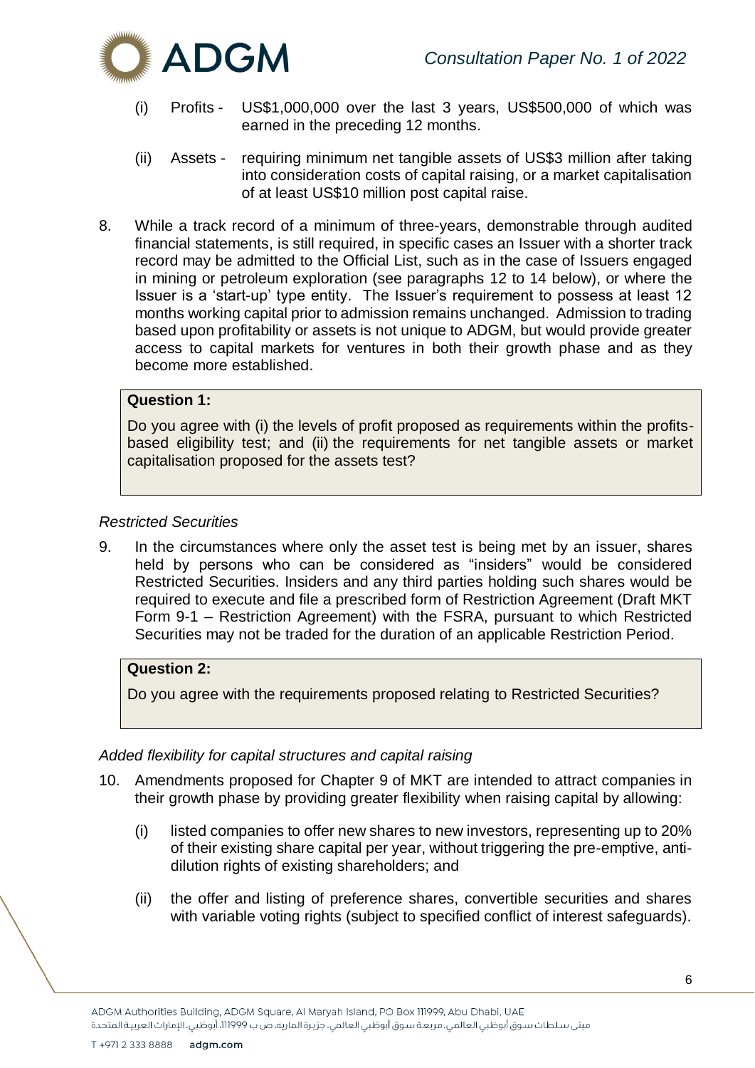(i) Profits - US$1,000,000 over the last 3 years, US$500,000 of which was earned in the preceding 12 months.

(ii) Assets - requiring minimum net tangible assets of US$3 million after taking into consideration costs of capital raising, or a market capitalisation of at least US$10 million post capital raise.

8. While a track record of a minimum of three-years, demonstrable through audited financial statements, is still required, in specific cases an Issuer with a shorter track record may be admitted to the Official List, such as in the case of Issuers engaged in mining or petroleum exploration (see paragraphs 12 to 14 below), or where the Issuer is a 'start-up' type entity. The Issuer's requirement to possess at least 12 months working capital prior to admission remains unchanged. Admission to trading based upon profitability or assets is not unique to ADGM, but would provide greater access to capital markets for ventures in both their growth phase and as they become more established.

> **Question 1:**
>
> Do you agree with (i) the levels of profit proposed as requirements within the profits-based eligibility test; and (ii) the requirements for net tangible assets or market capitalisation proposed for the assets test?

*Restricted Securities*

9. In the circumstances where only the asset test is being met by an issuer, shares held by persons who can be considered as "insiders" would be considered Restricted Securities. Insiders and any third parties holding such shares would be required to execute and file a prescribed form of Restriction Agreement (Draft MKT Form 9-1 – Restriction Agreement) with the FSRA, pursuant to which Restricted Securities may not be traded for the duration of an applicable Restriction Period.

> **Question 2:**
>
> Do you agree with the requirements proposed relating to Restricted Securities?

*Added flexibility for capital structures and capital raising*

10. Amendments proposed for Chapter 9 of MKT are intended to attract companies in their growth phase by providing greater flexibility when raising capital by allowing:

    (i) listed companies to offer new shares to new investors, representing up to 20% of their existing share capital per year, without triggering the pre-emptive, anti-dilution rights of existing shareholders; and

    (ii) the offer and listing of preference shares, convertible securities and shares with variable voting rights (subject to specified conflict of interest safeguards).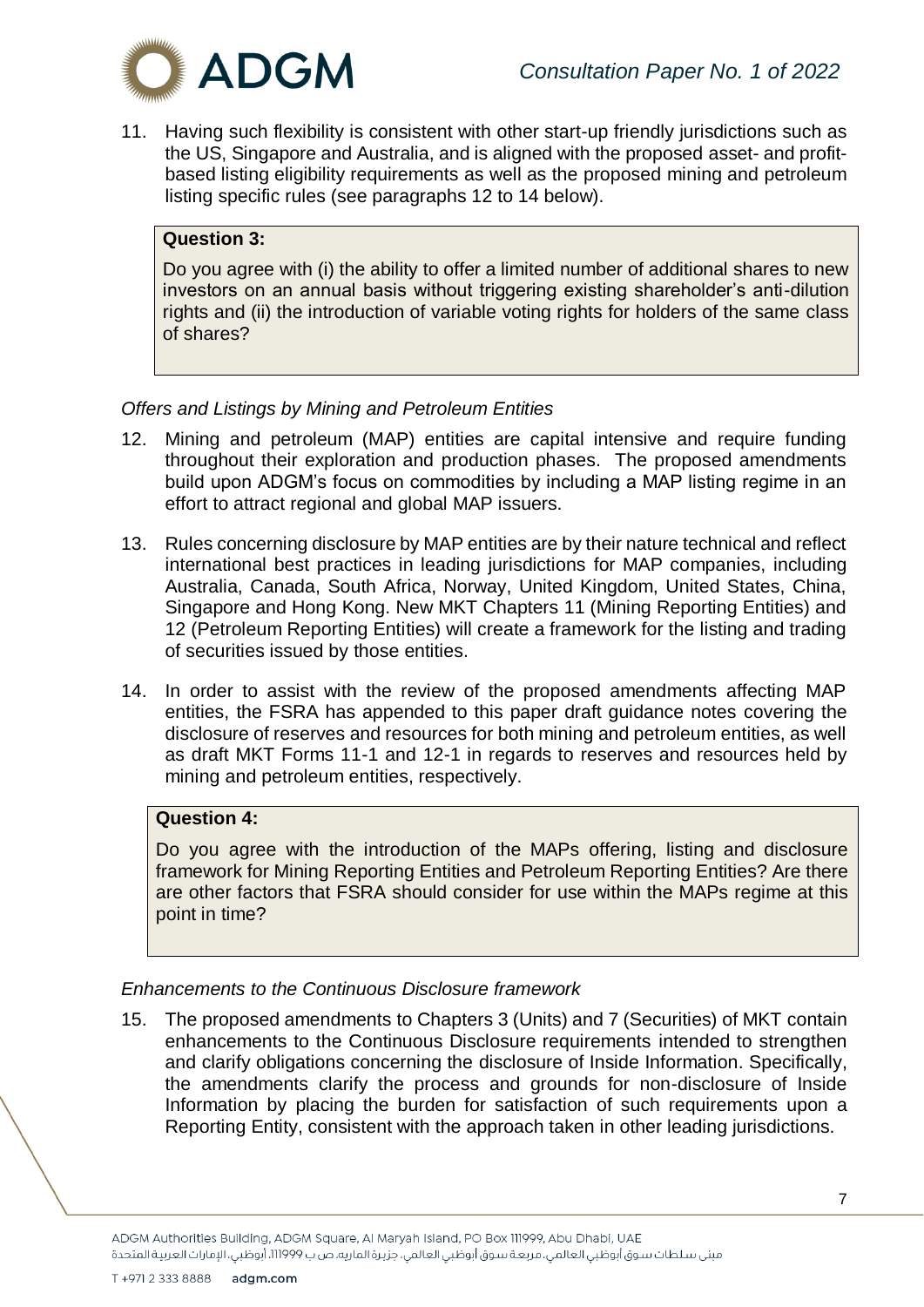11. Having such flexibility is consistent with other start-up friendly jurisdictions such as the US, Singapore and Australia, and is aligned with the proposed asset- and profit-based listing eligibility requirements as well as the proposed mining and petroleum listing specific rules (see paragraphs 12 to 14 below).

> **Question 3:**
>
> Do you agree with (i) the ability to offer a limited number of additional shares to new investors on an annual basis without triggering existing shareholder's anti-dilution rights and (ii) the introduction of variable voting rights for holders of the same class of shares?

*Offers and Listings by Mining and Petroleum Entities*

12. Mining and petroleum (MAP) entities are capital intensive and require funding throughout their exploration and production phases. The proposed amendments build upon ADGM's focus on commodities by including a MAP listing regime in an effort to attract regional and global MAP issuers.

13. Rules concerning disclosure by MAP entities are by their nature technical and reflect international best practices in leading jurisdictions for MAP companies, including Australia, Canada, South Africa, Norway, United Kingdom, United States, China, Singapore and Hong Kong. New MKT Chapters 11 (Mining Reporting Entities) and 12 (Petroleum Reporting Entities) will create a framework for the listing and trading of securities issued by those entities.

14. In order to assist with the review of the proposed amendments affecting MAP entities, the FSRA has appended to this paper draft guidance notes covering the disclosure of reserves and resources for both mining and petroleum entities, as well as draft MKT Forms 11-1 and 12-1 in regards to reserves and resources held by mining and petroleum entities, respectively.

> **Question 4:**
>
> Do you agree with the introduction of the MAPs offering, listing and disclosure framework for Mining Reporting Entities and Petroleum Reporting Entities? Are there are other factors that FSRA should consider for use within the MAPs regime at this point in time?

*Enhancements to the Continuous Disclosure framework*

15. The proposed amendments to Chapters 3 (Units) and 7 (Securities) of MKT contain enhancements to the Continuous Disclosure requirements intended to strengthen and clarify obligations concerning the disclosure of Inside Information. Specifically, the amendments clarify the process and grounds for non-disclosure of Inside Information by placing the burden for satisfaction of such requirements upon a Reporting Entity, consistent with the approach taken in other leading jurisdictions.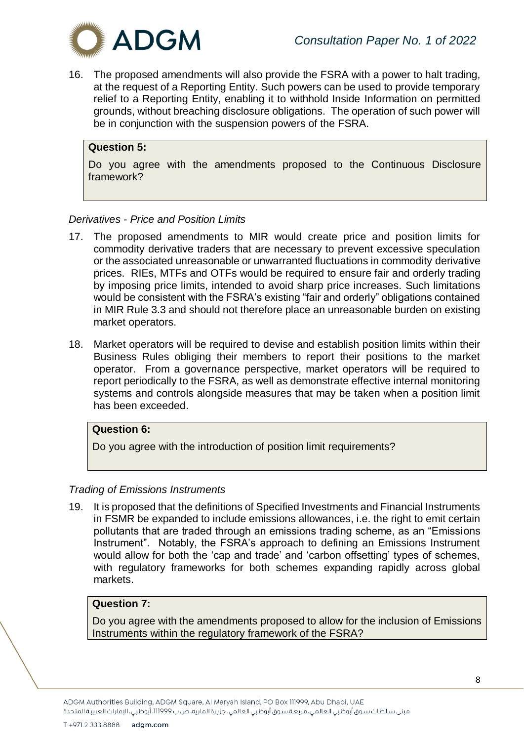16. The proposed amendments will also provide the FSRA with a power to halt trading, at the request of a Reporting Entity. Such powers can be used to provide temporary relief to a Reporting Entity, enabling it to withhold Inside Information on permitted grounds, without breaching disclosure obligations. The operation of such power will be in conjunction with the suspension powers of the FSRA.

> **Question 5:**
>
> Do you agree with the amendments proposed to the Continuous Disclosure framework?

*Derivatives - Price and Position Limits*

17. The proposed amendments to MIR would create price and position limits for commodity derivative traders that are necessary to prevent excessive speculation or the associated unreasonable or unwarranted fluctuations in commodity derivative prices. RIEs, MTFs and OTFs would be required to ensure fair and orderly trading by imposing price limits, intended to avoid sharp price increases. Such limitations would be consistent with the FSRA's existing "fair and orderly" obligations contained in MIR Rule 3.3 and should not therefore place an unreasonable burden on existing market operators.

18. Market operators will be required to devise and establish position limits within their Business Rules obliging their members to report their positions to the market operator. From a governance perspective, market operators will be required to report periodically to the FSRA, as well as demonstrate effective internal monitoring systems and controls alongside measures that may be taken when a position limit has been exceeded.

> **Question 6:**
>
> Do you agree with the introduction of position limit requirements?

*Trading of Emissions Instruments*

19. It is proposed that the definitions of Specified Investments and Financial Instruments in FSMR be expanded to include emissions allowances, i.e. the right to emit certain pollutants that are traded through an emissions trading scheme, as an "Emissions Instrument". Notably, the FSRA's approach to defining an Emissions Instrument would allow for both the 'cap and trade' and 'carbon offsetting' types of schemes, with regulatory frameworks for both schemes expanding rapidly across global markets.

> **Question 7:**
>
> Do you agree with the amendments proposed to allow for the inclusion of Emissions Instruments within the regulatory framework of the FSRA?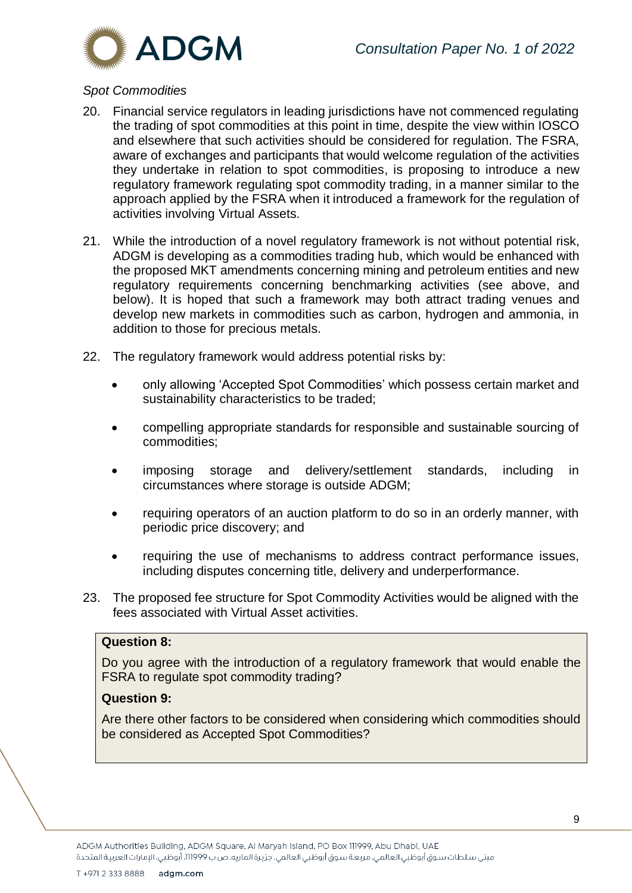*Spot Commodities*

20. Financial service regulators in leading jurisdictions have not commenced regulating the trading of spot commodities at this point in time, despite the view within IOSCO and elsewhere that such activities should be considered for regulation. The FSRA, aware of exchanges and participants that would welcome regulation of the activities they undertake in relation to spot commodities, is proposing to introduce a new regulatory framework regulating spot commodity trading, in a manner similar to the approach applied by the FSRA when it introduced a framework for the regulation of activities involving Virtual Assets.

21. While the introduction of a novel regulatory framework is not without potential risk, ADGM is developing as a commodities trading hub, which would be enhanced with the proposed MKT amendments concerning mining and petroleum entities and new regulatory requirements concerning benchmarking activities (see above, and below). It is hoped that such a framework may both attract trading venues and develop new markets in commodities such as carbon, hydrogen and ammonia, in addition to those for precious metals.

22. The regulatory framework would address potential risks by:

    - only allowing 'Accepted Spot Commodities' which possess certain market and sustainability characteristics to be traded;
    - compelling appropriate standards for responsible and sustainable sourcing of commodities;
    - imposing storage and delivery/settlement standards, including in circumstances where storage is outside ADGM;
    - requiring operators of an auction platform to do so in an orderly manner, with periodic price discovery; and
    - requiring the use of mechanisms to address contract performance issues, including disputes concerning title, delivery and underperformance.

23. The proposed fee structure for Spot Commodity Activities would be aligned with the fees associated with Virtual Asset activities.

**Question 8:**

Do you agree with the introduction of a regulatory framework that would enable the FSRA to regulate spot commodity trading?

**Question 9:**

Are there other factors to be considered when considering which commodities should be considered as Accepted Spot Commodities?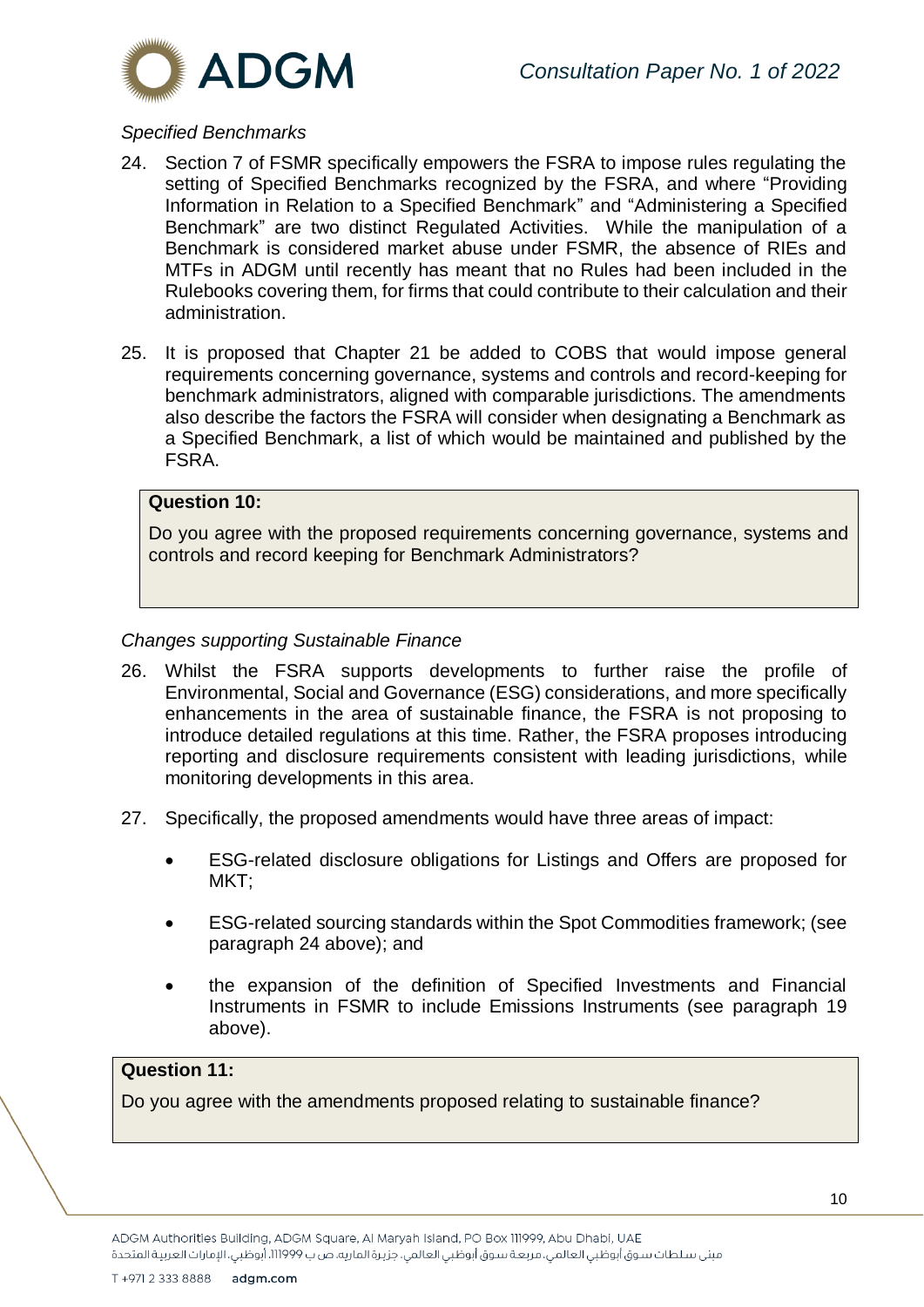*Specified Benchmarks*

24. Section 7 of FSMR specifically empowers the FSRA to impose rules regulating the setting of Specified Benchmarks recognized by the FSRA, and where "Providing Information in Relation to a Specified Benchmark" and "Administering a Specified Benchmark" are two distinct Regulated Activities. While the manipulation of a Benchmark is considered market abuse under FSMR, the absence of RIEs and MTFs in ADGM until recently has meant that no Rules had been included in the Rulebooks covering them, for firms that could contribute to their calculation and their administration.

25. It is proposed that Chapter 21 be added to COBS that would impose general requirements concerning governance, systems and controls and record-keeping for benchmark administrators, aligned with comparable jurisdictions. The amendments also describe the factors the FSRA will consider when designating a Benchmark as a Specified Benchmark, a list of which would be maintained and published by the FSRA.

> **Question 10:**
>
> Do you agree with the proposed requirements concerning governance, systems and controls and record keeping for Benchmark Administrators?

*Changes supporting Sustainable Finance*

26. Whilst the FSRA supports developments to further raise the profile of Environmental, Social and Governance (ESG) considerations, and more specifically enhancements in the area of sustainable finance, the FSRA is not proposing to introduce detailed regulations at this time. Rather, the FSRA proposes introducing reporting and disclosure requirements consistent with leading jurisdictions, while monitoring developments in this area.

27. Specifically, the proposed amendments would have three areas of impact:

    - ESG-related disclosure obligations for Listings and Offers are proposed for MKT;
    - ESG-related sourcing standards within the Spot Commodities framework; (see paragraph 24 above); and
    - the expansion of the definition of Specified Investments and Financial Instruments in FSMR to include Emissions Instruments (see paragraph 19 above).

> **Question 11:**
>
> Do you agree with the amendments proposed relating to sustainable finance?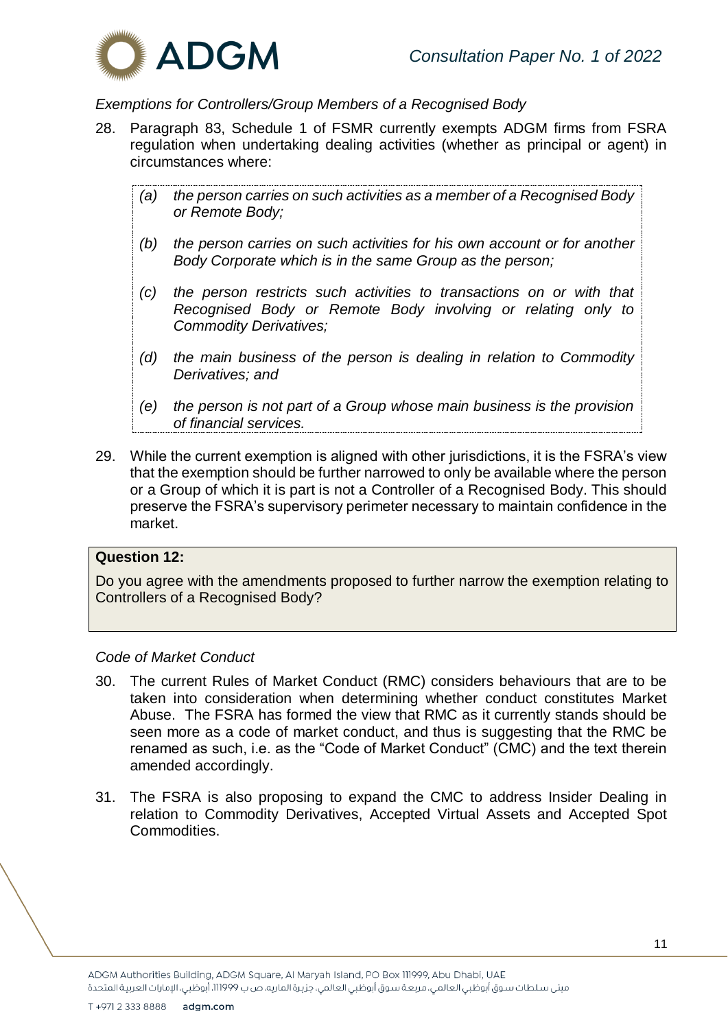*Exemptions for Controllers/Group Members of a Recognised Body*

28. Paragraph 83, Schedule 1 of FSMR currently exempts ADGM firms from FSRA regulation when undertaking dealing activities (whether as principal or agent) in circumstances where:

> (a) *the person carries on such activities as a member of a Recognised Body or Remote Body;*
>
> (b) *the person carries on such activities for his own account or for another Body Corporate which is in the same Group as the person;*
>
> (c) *the person restricts such activities to transactions on or with that Recognised Body or Remote Body involving or relating only to Commodity Derivatives;*
>
> (d) *the main business of the person is dealing in relation to Commodity Derivatives; and*
>
> (e) *the person is not part of a Group whose main business is the provision of financial services.*

29. While the current exemption is aligned with other jurisdictions, it is the FSRA's view that the exemption should be further narrowed to only be available where the person or a Group of which it is part is not a Controller of a Recognised Body. This should preserve the FSRA's supervisory perimeter necessary to maintain confidence in the market.

> **Question 12:**
>
> Do you agree with the amendments proposed to further narrow the exemption relating to Controllers of a Recognised Body?

*Code of Market Conduct*

30. The current Rules of Market Conduct (RMC) considers behaviours that are to be taken into consideration when determining whether conduct constitutes Market Abuse. The FSRA has formed the view that RMC as it currently stands should be seen more as a code of market conduct, and thus is suggesting that the RMC be renamed as such, i.e. as the "Code of Market Conduct" (CMC) and the text therein amended accordingly.

31. The FSRA is also proposing to expand the CMC to address Insider Dealing in relation to Commodity Derivatives, Accepted Virtual Assets and Accepted Spot Commodities.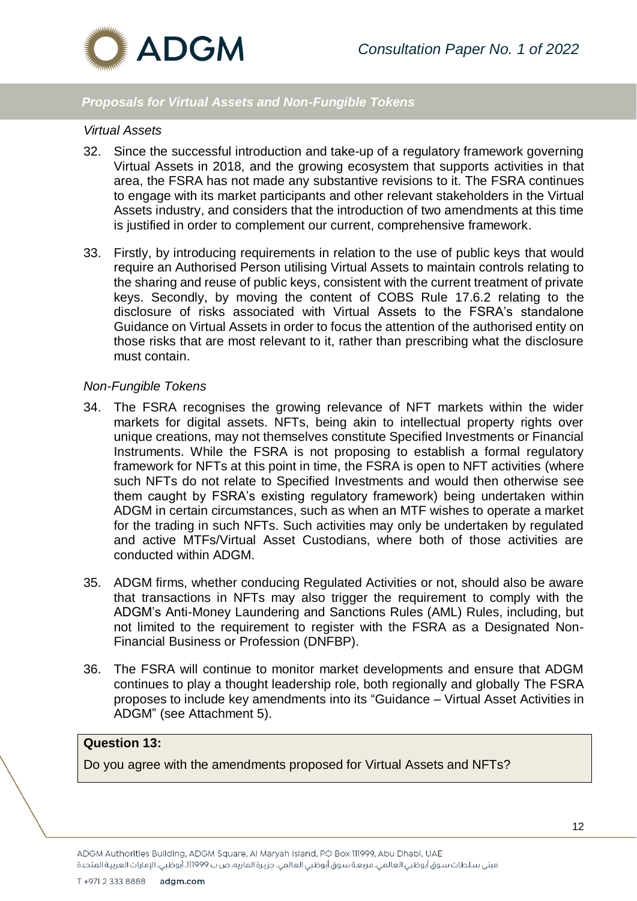### *Proposals for Virtual Assets and Non-Fungible Tokens*

*Virtual Assets*

32. Since the successful introduction and take-up of a regulatory framework governing Virtual Assets in 2018, and the growing ecosystem that supports activities in that area, the FSRA has not made any substantive revisions to it. The FSRA continues to engage with its market participants and other relevant stakeholders in the Virtual Assets industry, and considers that the introduction of two amendments at this time is justified in order to complement our current, comprehensive framework.

33. Firstly, by introducing requirements in relation to the use of public keys that would require an Authorised Person utilising Virtual Assets to maintain controls relating to the sharing and reuse of public keys, consistent with the current treatment of private keys. Secondly, by moving the content of COBS Rule 17.6.2 relating to the disclosure of risks associated with Virtual Assets to the FSRA's standalone Guidance on Virtual Assets in order to focus the attention of the authorised entity on those risks that are most relevant to it, rather than prescribing what the disclosure must contain.

*Non-Fungible Tokens*

34. The FSRA recognises the growing relevance of NFT markets within the wider markets for digital assets. NFTs, being akin to intellectual property rights over unique creations, may not themselves constitute Specified Investments or Financial Instruments. While the FSRA is not proposing to establish a formal regulatory framework for NFTs at this point in time, the FSRA is open to NFT activities (where such NFTs do not relate to Specified Investments and would then otherwise see them caught by FSRA's existing regulatory framework) being undertaken within ADGM in certain circumstances, such as when an MTF wishes to operate a market for the trading in such NFTs. Such activities may only be undertaken by regulated and active MTFs/Virtual Asset Custodians, where both of those activities are conducted within ADGM.

35. ADGM firms, whether conducing Regulated Activities or not, should also be aware that transactions in NFTs may also trigger the requirement to comply with the ADGM's Anti-Money Laundering and Sanctions Rules (AML) Rules, including, but not limited to the requirement to register with the FSRA as a Designated Non-Financial Business or Profession (DNFBP).

36. The FSRA will continue to monitor market developments and ensure that ADGM continues to play a thought leadership role, both regionally and globally The FSRA proposes to include key amendments into its "Guidance – Virtual Asset Activities in ADGM" (see Attachment 5).

**Question 13:**

Do you agree with the amendments proposed for Virtual Assets and NFTs?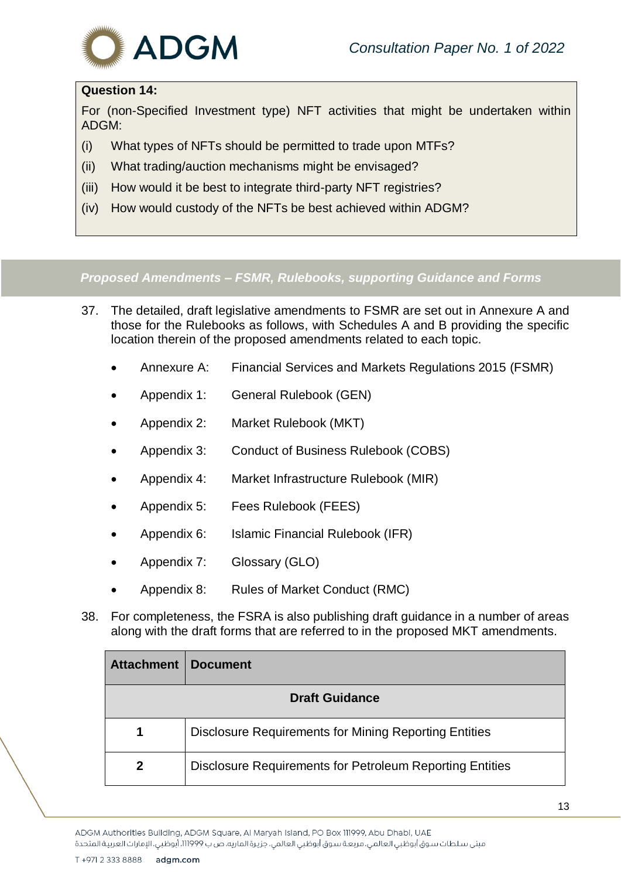**Question 14:**

For (non-Specified Investment type) NFT activities that might be undertaken within ADGM:

(i) What types of NFTs should be permitted to trade upon MTFs?

(ii) What trading/auction mechanisms might be envisaged?

(iii) How would it be best to integrate third-party NFT registries?

(iv) How would custody of the NFTs be best achieved within ADGM?

### *Proposed Amendments – FSMR, Rulebooks, supporting Guidance and Forms*

37. The detailed, draft legislative amendments to FSMR are set out in Annexure A and those for the Rulebooks as follows, with Schedules A and B providing the specific location therein of the proposed amendments related to each topic.

- Annexure A: Financial Services and Markets Regulations 2015 (FSMR)
- Appendix 1: General Rulebook (GEN)
- Appendix 2: Market Rulebook (MKT)
- Appendix 3: Conduct of Business Rulebook (COBS)
- Appendix 4: Market Infrastructure Rulebook (MIR)
- Appendix 5: Fees Rulebook (FEES)
- Appendix 6: Islamic Financial Rulebook (IFR)
- Appendix 7: Glossary (GLO)
- Appendix 8: Rules of Market Conduct (RMC)

38. For completeness, the FSRA is also publishing draft guidance in a number of areas along with the draft forms that are referred to in the proposed MKT amendments.

| Attachment | Document |
|---|---|
| **Draft Guidance** | |
| **1** | Disclosure Requirements for Mining Reporting Entities |
| **2** | Disclosure Requirements for Petroleum Reporting Entities |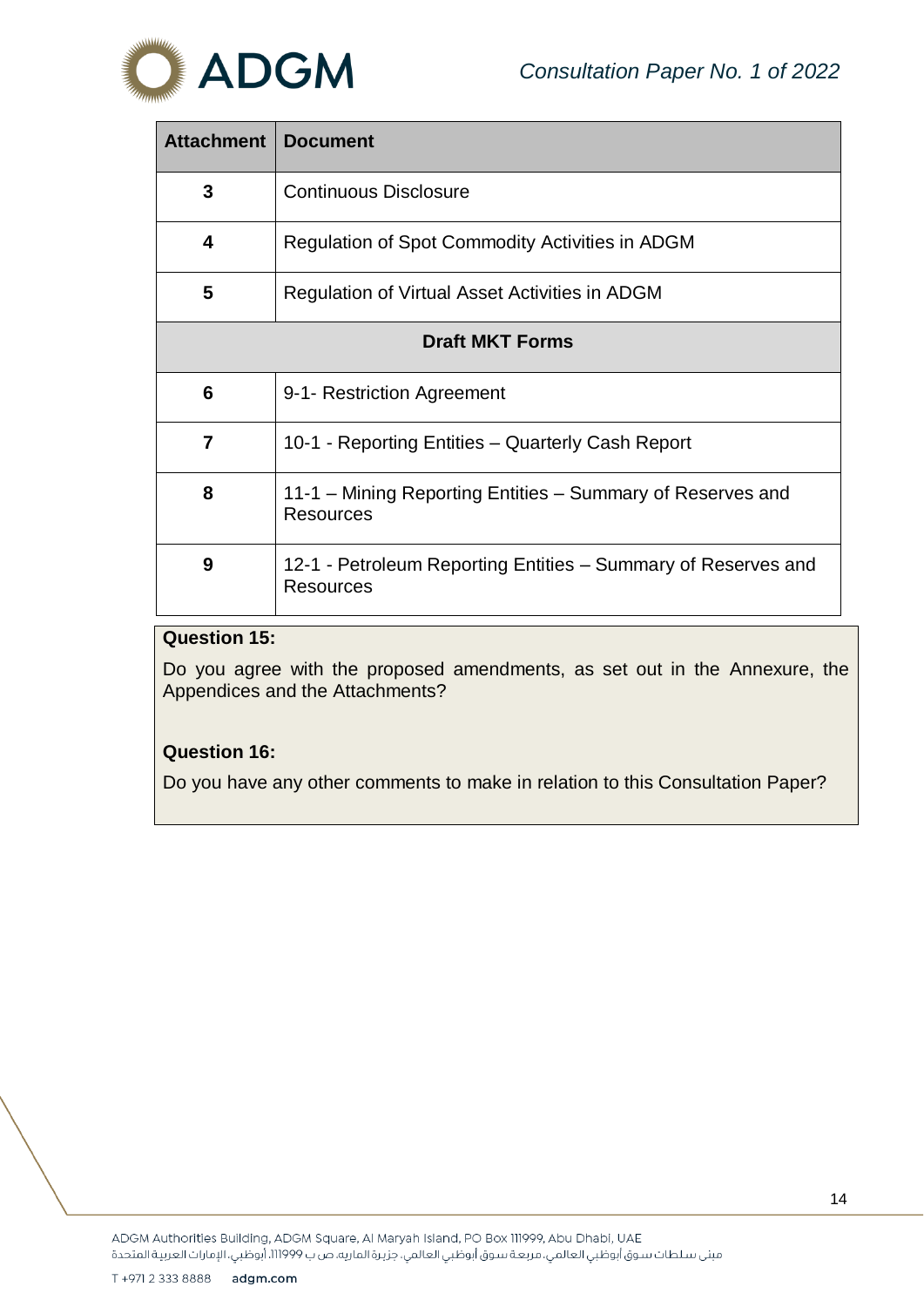| Attachment | Document |
|---|---|
| 3 | Continuous Disclosure |
| 4 | Regulation of Spot Commodity Activities in ADGM |
| 5 | Regulation of Virtual Asset Activities in ADGM |
| **Draft MKT Forms** | |
| 6 | 9-1- Restriction Agreement |
| 7 | 10-1 - Reporting Entities – Quarterly Cash Report |
| 8 | 11-1 – Mining Reporting Entities – Summary of Reserves and Resources |
| 9 | 12-1 - Petroleum Reporting Entities – Summary of Reserves and Resources |

**Question 15:**

Do you agree with the proposed amendments, as set out in the Annexure, the Appendices and the Attachments?

**Question 16:**

Do you have any other comments to make in relation to this Consultation Paper?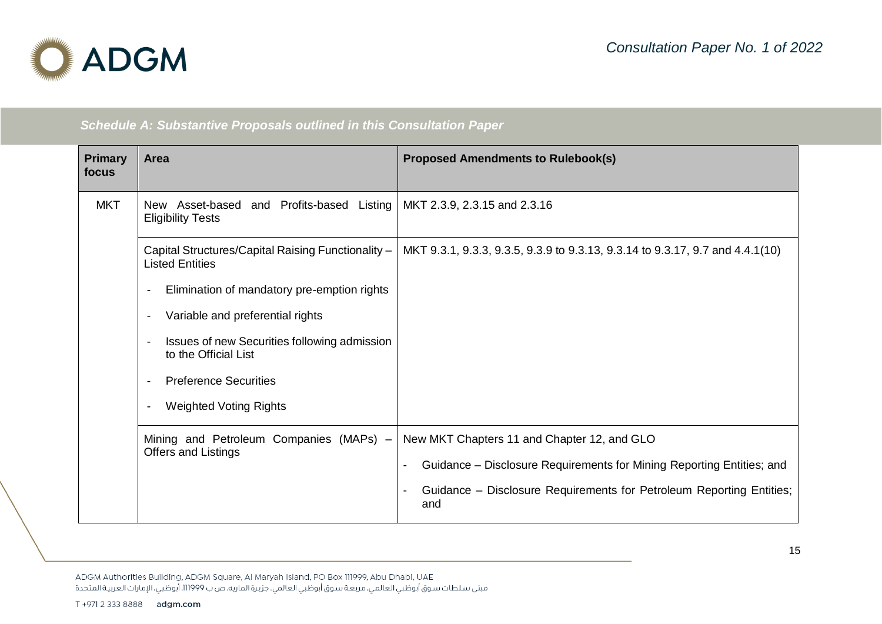*Schedule A: Substantive Proposals outlined in this Consultation Paper*

| Primary focus | Area | Proposed Amendments to Rulebook(s) |
|---|---|---|
| MKT | New Asset-based and Profits-based Listing Eligibility Tests | MKT 2.3.9, 2.3.15 and 2.3.16 |
| | Capital Structures/Capital Raising Functionality – Listed Entities<br>- Elimination of mandatory pre-emption rights<br>- Variable and preferential rights<br>- Issues of new Securities following admission to the Official List<br>- Preference Securities<br>- Weighted Voting Rights | MKT 9.3.1, 9.3.3, 9.3.5, 9.3.9 to 9.3.13, 9.3.14 to 9.3.17, 9.7 and 4.4.1(10) |
| | Mining and Petroleum Companies (MAPs) – Offers and Listings | New MKT Chapters 11 and Chapter 12, and GLO<br>- Guidance – Disclosure Requirements for Mining Reporting Entities; and<br>- Guidance – Disclosure Requirements for Petroleum Reporting Entities; and |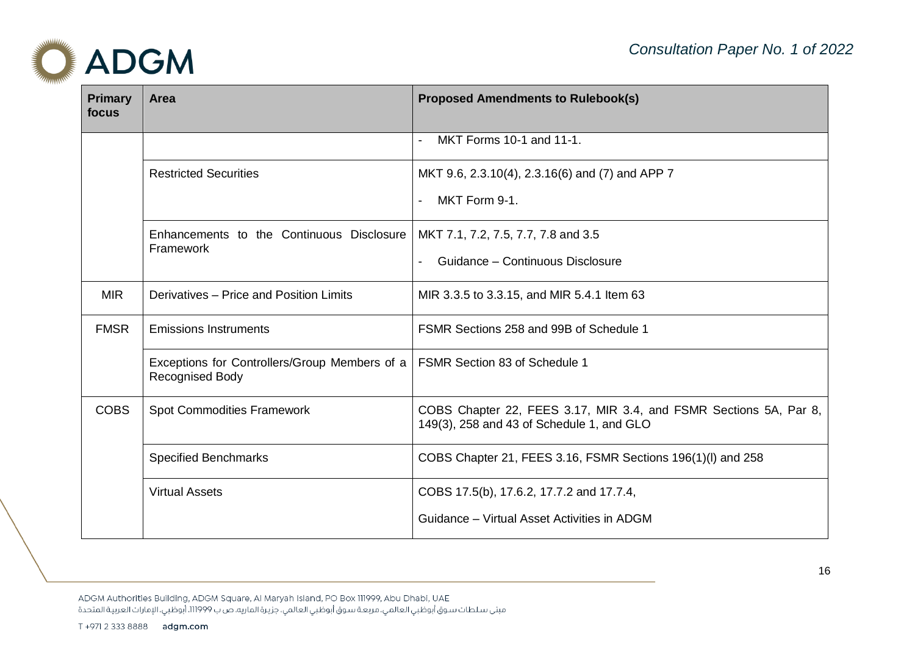| Primary focus | Area | Proposed Amendments to Rulebook(s) |
|---|---|---|
| | | - MKT Forms 10-1 and 11-1. |
| | Restricted Securities | MKT 9.6, 2.3.10(4), 2.3.16(6) and (7) and APP 7<br>- MKT Form 9-1. |
| | Enhancements to the Continuous Disclosure Framework | MKT 7.1, 7.2, 7.5, 7.7, 7.8 and 3.5<br>- Guidance – Continuous Disclosure |
| MIR | Derivatives – Price and Position Limits | MIR 3.3.5 to 3.3.15, and MIR 5.4.1 Item 63 |
| FMSR | Emissions Instruments | FSMR Sections 258 and 99B of Schedule 1 |
| | Exceptions for Controllers/Group Members of a Recognised Body | FSMR Section 83 of Schedule 1 |
| COBS | Spot Commodities Framework | COBS Chapter 22, FEES 3.17, MIR 3.4, and FSMR Sections 5A, Par 8, 149(3), 258 and 43 of Schedule 1, and GLO |
| | Specified Benchmarks | COBS Chapter 21, FEES 3.16, FSMR Sections 196(1)(l) and 258 |
| | Virtual Assets | COBS 17.5(b), 17.6.2, 17.7.2 and 17.7.4,<br>Guidance – Virtual Asset Activities in ADGM |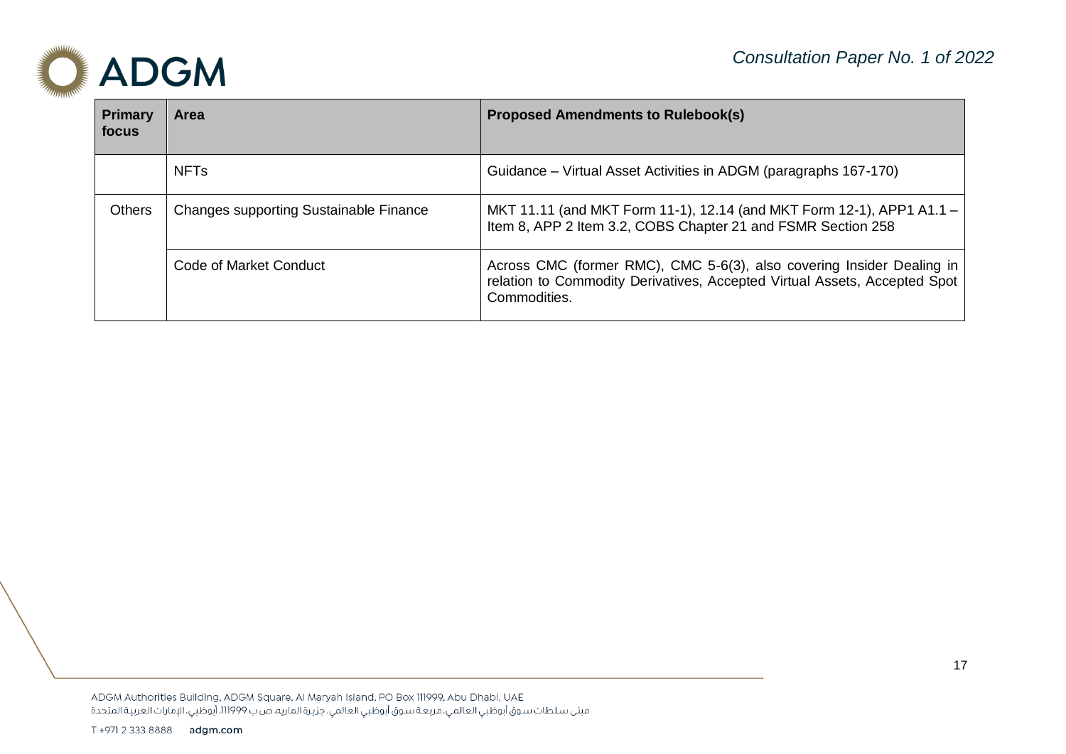| Primary focus | Area | Proposed Amendments to Rulebook(s) |
|---|---|---|
| | NFTs | Guidance – Virtual Asset Activities in ADGM (paragraphs 167-170) |
| Others | Changes supporting Sustainable Finance | MKT 11.11 (and MKT Form 11-1), 12.14 (and MKT Form 12-1), APP1 A1.1 – Item 8, APP 2 Item 3.2, COBS Chapter 21 and FSMR Section 258 |
| | Code of Market Conduct | Across CMC (former RMC), CMC 5-6(3), also covering Insider Dealing in relation to Commodity Derivatives, Accepted Virtual Assets, Accepted Spot Commodities. |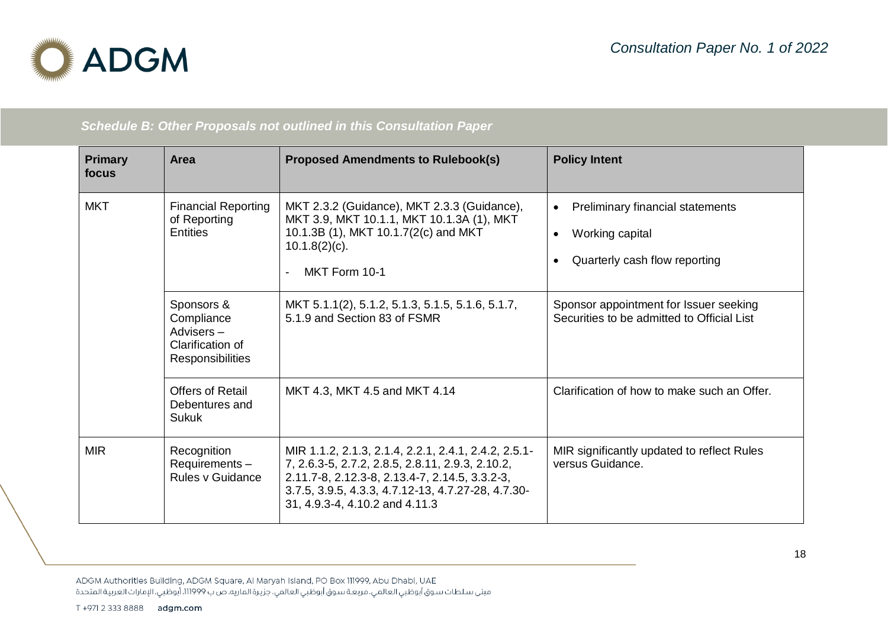*Schedule B: Other Proposals not outlined in this Consultation Paper*

| Primary focus | Area | Proposed Amendments to Rulebook(s) | Policy Intent |
|---|---|---|---|
| MKT | Financial Reporting of Reporting Entities | MKT 2.3.2 (Guidance), MKT 2.3.3 (Guidance), MKT 3.9, MKT 10.1.1, MKT 10.1.3A (1), MKT 10.1.3B (1), MKT 10.1.7(2(c) and MKT 10.1.8(2)(c).<br>- MKT Form 10-1 | • Preliminary financial statements<br>• Working capital<br>• Quarterly cash flow reporting |
| | Sponsors & Compliance Advisers – Clarification of Responsibilities | MKT 5.1.1(2), 5.1.2, 5.1.3, 5.1.5, 5.1.6, 5.1.7, 5.1.9 and Section 83 of FSMR | Sponsor appointment for Issuer seeking Securities to be admitted to Official List |
| | Offers of Retail Debentures and Sukuk | MKT 4.3, MKT 4.5 and MKT 4.14 | Clarification of how to make such an Offer. |
| MIR | Recognition Requirements – Rules v Guidance | MIR 1.1.2, 2.1.3, 2.1.4, 2.2.1, 2.4.1, 2.4.2, 2.5.1-7, 2.6.3-5, 2.7.2, 2.8.5, 2.8.11, 2.9.3, 2.10.2, 2.11.7-8, 2.12.3-8, 2.13.4-7, 2.14.5, 3.3.2-3, 3.7.5, 3.9.5, 4.3.3, 4.7.12-13, 4.7.27-28, 4.7.30-31, 4.9.3-4, 4.10.2 and 4.11.3 | MIR significantly updated to reflect Rules versus Guidance. |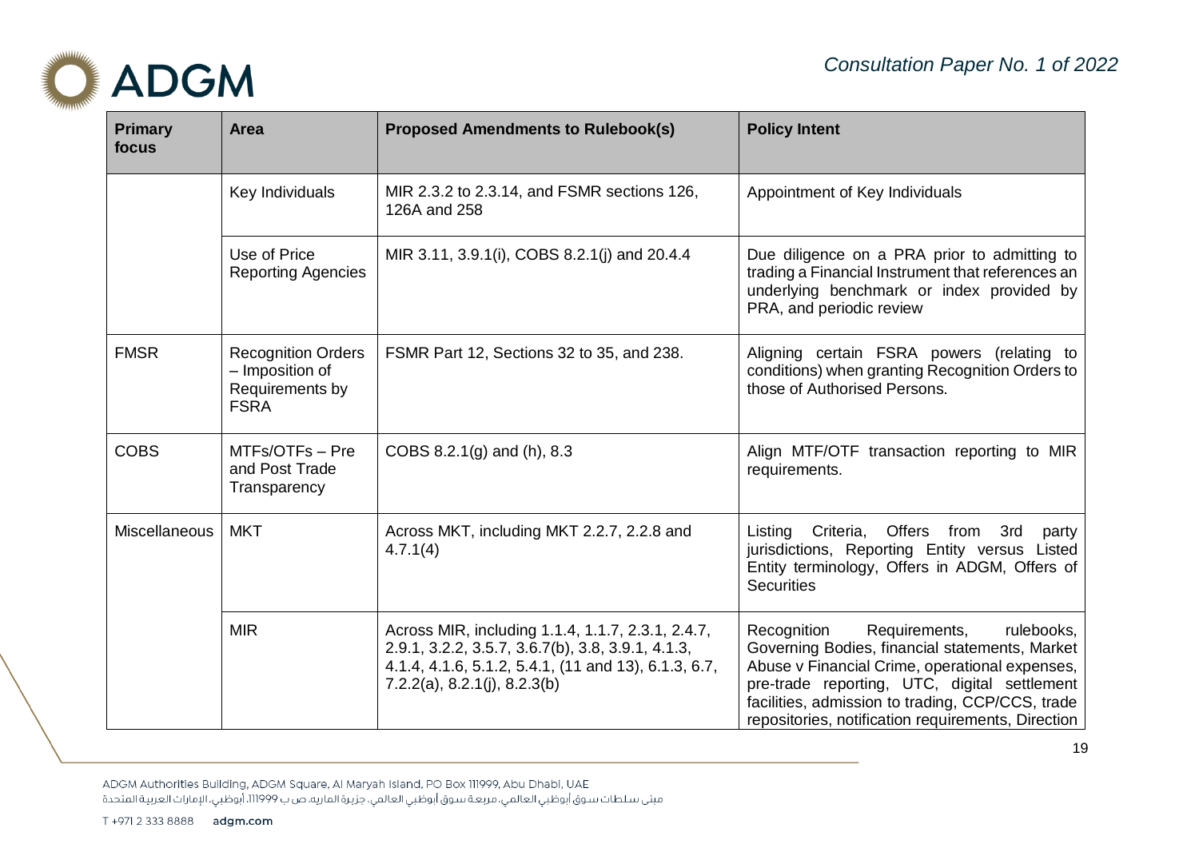| Primary focus | Area | Proposed Amendments to Rulebook(s) | Policy Intent |
| --- | --- | --- | --- |
| | Key Individuals | MIR 2.3.2 to 2.3.14, and FSMR sections 126, 126A and 258 | Appointment of Key Individuals |
| | Use of Price Reporting Agencies | MIR 3.11, 3.9.1(i), COBS 8.2.1(j) and 20.4.4 | Due diligence on a PRA prior to admitting to trading a Financial Instrument that references an underlying benchmark or index provided by PRA, and periodic review |
| FMSR | Recognition Orders – Imposition of Requirements by FSRA | FSMR Part 12, Sections 32 to 35, and 238. | Aligning certain FSRA powers (relating to conditions) when granting Recognition Orders to those of Authorised Persons. |
| COBS | MTFs/OTFs – Pre and Post Trade Transparency | COBS 8.2.1(g) and (h), 8.3 | Align MTF/OTF transaction reporting to MIR requirements. |
| Miscellaneous | MKT | Across MKT, including MKT 2.2.7, 2.2.8 and 4.7.1(4) | Listing Criteria, Offers from 3rd party jurisdictions, Reporting Entity versus Listed Entity terminology, Offers in ADGM, Offers of Securities |
| | MIR | Across MIR, including 1.1.4, 1.1.7, 2.3.1, 2.4.7, 2.9.1, 3.2.2, 3.5.7, 3.6.7(b), 3.8, 3.9.1, 4.1.3, 4.1.4, 4.1.6, 5.1.2, 5.4.1, (11 and 13), 6.1.3, 6.7, 7.2.2(a), 8.2.1(j), 8.2.3(b) | Recognition Requirements, rulebooks, Governing Bodies, financial statements, Market Abuse v Financial Crime, operational expenses, pre-trade reporting, UTC, digital settlement facilities, admission to trading, CCP/CCS, trade repositories, notification requirements, Direction |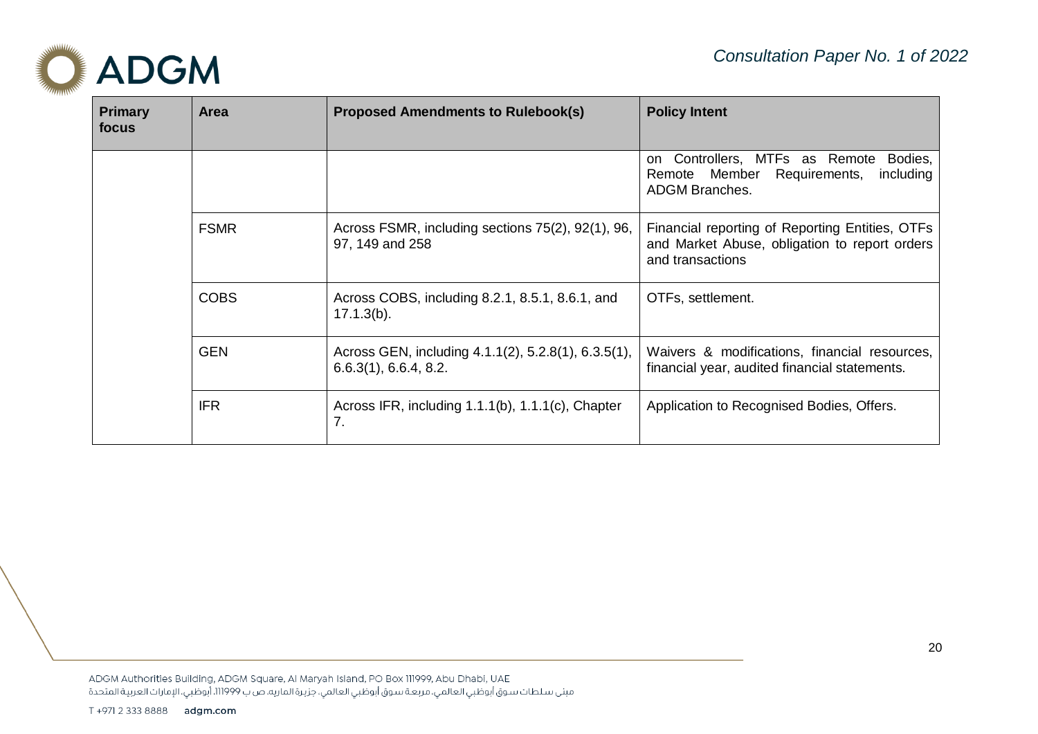| Primary focus | Area | Proposed Amendments to Rulebook(s) | Policy Intent |
|---|---|---|---|
| | | | on Controllers, MTFs as Remote Bodies, Remote Member Requirements, including ADGM Branches. |
| | FSMR | Across FSMR, including sections 75(2), 92(1), 96, 97, 149 and 258 | Financial reporting of Reporting Entities, OTFs and Market Abuse, obligation to report orders and transactions |
| | COBS | Across COBS, including 8.2.1, 8.5.1, 8.6.1, and 17.1.3(b). | OTFs, settlement. |
| | GEN | Across GEN, including 4.1.1(2), 5.2.8(1), 6.3.5(1), 6.6.3(1), 6.6.4, 8.2. | Waivers & modifications, financial resources, financial year, audited financial statements. |
| | IFR | Across IFR, including 1.1.1(b), 1.1.1(c), Chapter 7. | Application to Recognised Bodies, Offers. |